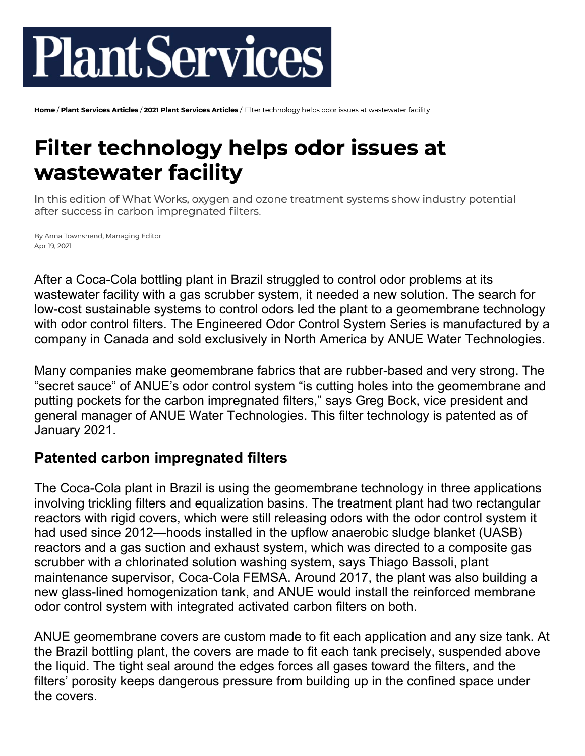Plant Services

Home / Plant Services Articles / 2021 Plant Services Articles / Filter technology helps odor issues at wastewater facility

# Filter technology helps odor issues at wastewater facility

In this edition of What Works, oxygen and ozone treatment systems show industry potential after success in carbon impregnated filters.

By Anna Townshend, Managing Editor
Apr 19, 2021

After a Coca-Cola bottling plant in Brazil struggled to control odor problems at its wastewater facility with a gas scrubber system, it needed a new solution. The search for low-cost sustainable systems to control odors led the plant to a geomembrane technology with odor control filters. The Engineered Odor Control System Series is manufactured by a company in Canada and sold exclusively in North America by ANUE Water Technologies.

Many companies make geomembrane fabrics that are rubber-based and very strong. The "secret sauce" of ANUE's odor control system "is cutting holes into the geomembrane and putting pockets for the carbon impregnated filters," says Greg Bock, vice president and general manager of ANUE Water Technologies. This filter technology is patented as of January 2021.

## Patented carbon impregnated filters

The Coca-Cola plant in Brazil is using the geomembrane technology in three applications involving trickling filters and equalization basins. The treatment plant had two rectangular reactors with rigid covers, which were still releasing odors with the odor control system it had used since 2012—hoods installed in the upflow anaerobic sludge blanket (UASB) reactors and a gas suction and exhaust system, which was directed to a composite gas scrubber with a chlorinated solution washing system, says Thiago Bassoli, plant maintenance supervisor, Coca-Cola FEMSA. Around 2017, the plant was also building a new glass-lined homogenization tank, and ANUE would install the reinforced membrane odor control system with integrated activated carbon filters on both.

ANUE geomembrane covers are custom made to fit each application and any size tank. At the Brazil bottling plant, the covers are made to fit each tank precisely, suspended above the liquid. The tight seal around the edges forces all gases toward the filters, and the filters' porosity keeps dangerous pressure from building up in the confined space under the covers.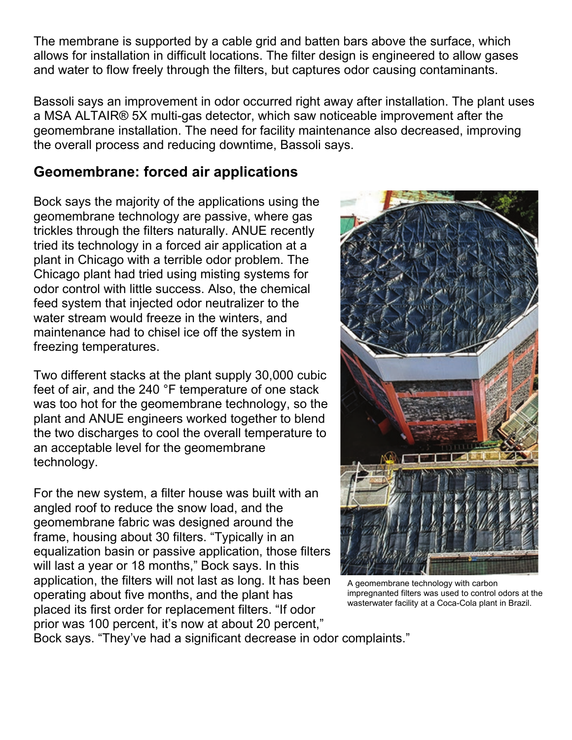The membrane is supported by a cable grid and batten bars above the surface, which allows for installation in difficult locations. The filter design is engineered to allow gases and water to flow freely through the filters, but captures odor causing contaminants.

Bassoli says an improvement in odor occurred right away after installation. The plant uses a MSA ALTAIR® 5X multi-gas detector, which saw noticeable improvement after the geomembrane installation. The need for facility maintenance also decreased, improving the overall process and reducing downtime, Bassoli says.

## Geomembrane: forced air applications

Bock says the majority of the applications using the geomembrane technology are passive, where gas trickles through the filters naturally. ANUE recently tried its technology in a forced air application at a plant in Chicago with a terrible odor problem. The Chicago plant had tried using misting systems for odor control with little success. Also, the chemical feed system that injected odor neutralizer to the water stream would freeze in the winters, and maintenance had to chisel ice off the system in freezing temperatures.

Two different stacks at the plant supply 30,000 cubic feet of air, and the 240 °F temperature of one stack was too hot for the geomembrane technology, so the plant and ANUE engineers worked together to blend the two discharges to cool the overall temperature to an acceptable level for the geomembrane technology.

For the new system, a filter house was built with an angled roof to reduce the snow load, and the geomembrane fabric was designed around the frame, housing about 30 filters. "Typically in an equalization basin or passive application, those filters will last a year or 18 months," Bock says. In this application, the filters will not last as long. It has been operating about five months, and the plant has placed its first order for replacement filters. "If odor prior was 100 percent, it's now at about 20 percent," Bock says. "They've had a significant decrease in odor complaints."

A geomembrane technology with carbon impregnanted filters was used to control odors at the wastewater facility at a Coca-Cola plant in Brazil.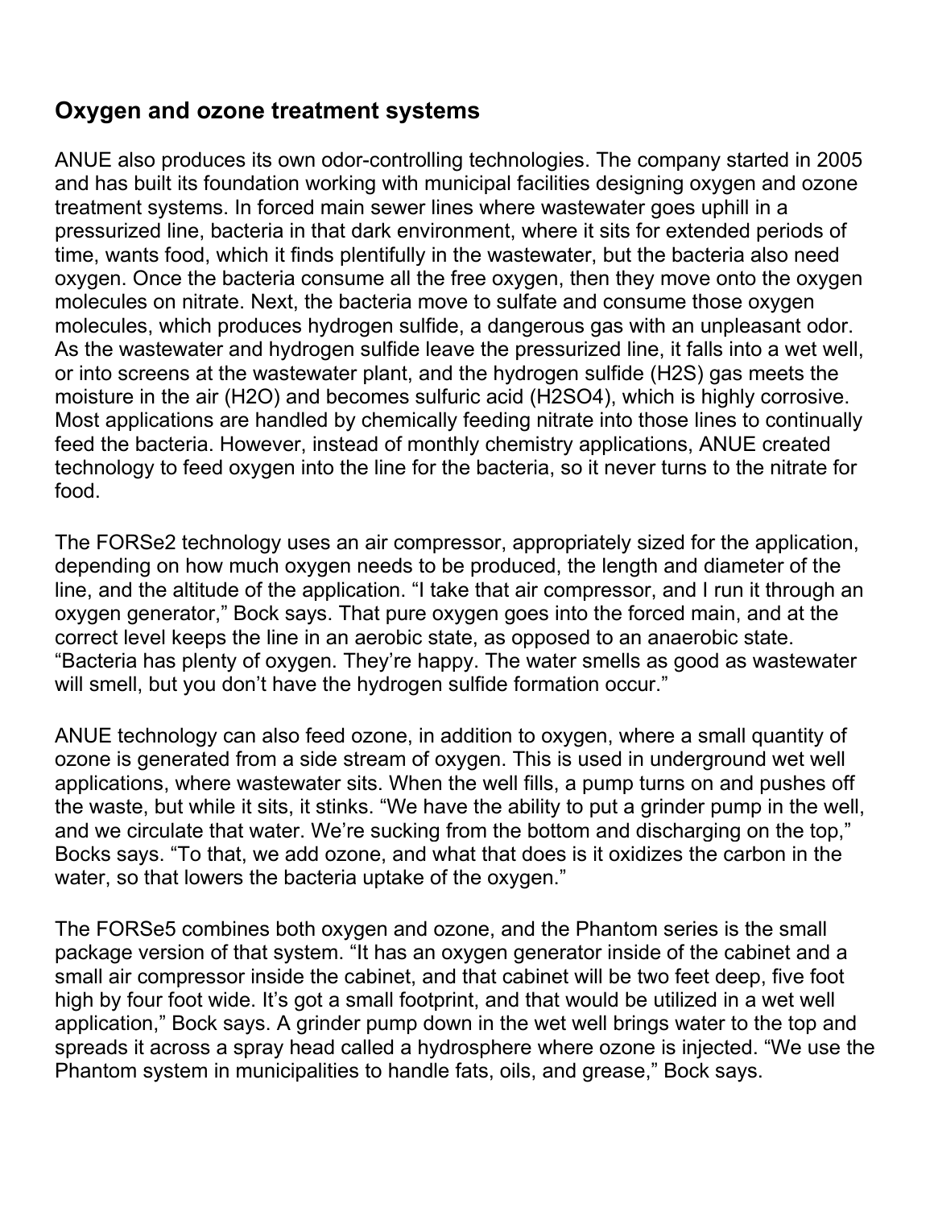## Oxygen and ozone treatment systems

ANUE also produces its own odor-controlling technologies. The company started in 2005 and has built its foundation working with municipal facilities designing oxygen and ozone treatment systems. In forced main sewer lines where wastewater goes uphill in a pressurized line, bacteria in that dark environment, where it sits for extended periods of time, wants food, which it finds plentifully in the wastewater, but the bacteria also need oxygen. Once the bacteria consume all the free oxygen, then they move onto the oxygen molecules on nitrate. Next, the bacteria move to sulfate and consume those oxygen molecules, which produces hydrogen sulfide, a dangerous gas with an unpleasant odor. As the wastewater and hydrogen sulfide leave the pressurized line, it falls into a wet well, or into screens at the wastewater plant, and the hydrogen sulfide ($H_2S$) gas meets the moisture in the air ($H_2O$) and becomes sulfuric acid ($H_2SO_4$), which is highly corrosive. Most applications are handled by chemically feeding nitrate into those lines to continually feed the bacteria. However, instead of monthly chemistry applications, ANUE created technology to feed oxygen into the line for the bacteria, so it never turns to the nitrate for food.

The FORSe2 technology uses an air compressor, appropriately sized for the application, depending on how much oxygen needs to be produced, the length and diameter of the line, and the altitude of the application. "I take that air compressor, and I run it through an oxygen generator," Bock says. That pure oxygen goes into the forced main, and at the correct level keeps the line in an aerobic state, as opposed to an anaerobic state. "Bacteria has plenty of oxygen. They're happy. The water smells as good as wastewater will smell, but you don't have the hydrogen sulfide formation occur."

ANUE technology can also feed ozone, in addition to oxygen, where a small quantity of ozone is generated from a side stream of oxygen. This is used in underground wet well applications, where wastewater sits. When the well fills, a pump turns on and pushes off the waste, but while it sits, it stinks. "We have the ability to put a grinder pump in the well, and we circulate that water. We're sucking from the bottom and discharging on the top," Bocks says. "To that, we add ozone, and what that does is it oxidizes the carbon in the water, so that lowers the bacteria uptake of the oxygen."

The FORSe5 combines both oxygen and ozone, and the Phantom series is the small package version of that system. "It has an oxygen generator inside of the cabinet and a small air compressor inside the cabinet, and that cabinet will be two feet deep, five foot high by four foot wide. It's got a small footprint, and that would be utilized in a wet well application," Bock says. A grinder pump down in the wet well brings water to the top and spreads it across a spray head called a hydrosphere where ozone is injected. "We use the Phantom system in municipalities to handle fats, oils, and grease," Bock says.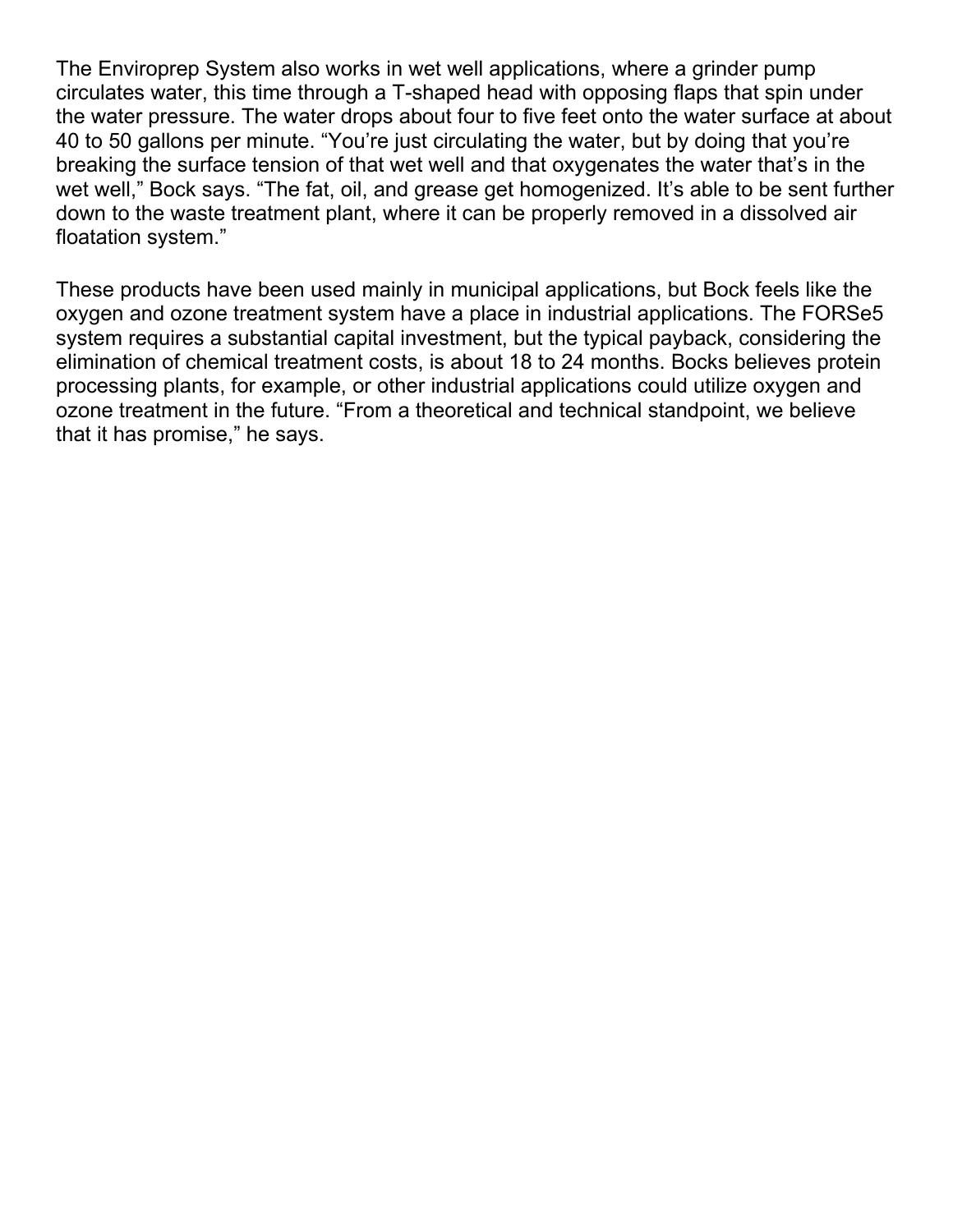The Enviroprep System also works in wet well applications, where a grinder pump circulates water, this time through a T-shaped head with opposing flaps that spin under the water pressure. The water drops about four to five feet onto the water surface at about 40 to 50 gallons per minute. “You’re just circulating the water, but by doing that you’re breaking the surface tension of that wet well and that oxygenates the water that’s in the wet well,” Bock says. “The fat, oil, and grease get homogenized. It’s able to be sent further down to the waste treatment plant, where it can be properly removed in a dissolved air floatation system.”

These products have been used mainly in municipal applications, but Bock feels like the oxygen and ozone treatment system have a place in industrial applications. The FORSe5 system requires a substantial capital investment, but the typical payback, considering the elimination of chemical treatment costs, is about 18 to 24 months. Bocks believes protein processing plants, for example, or other industrial applications could utilize oxygen and ozone treatment in the future. “From a theoretical and technical standpoint, we believe that it has promise,” he says.